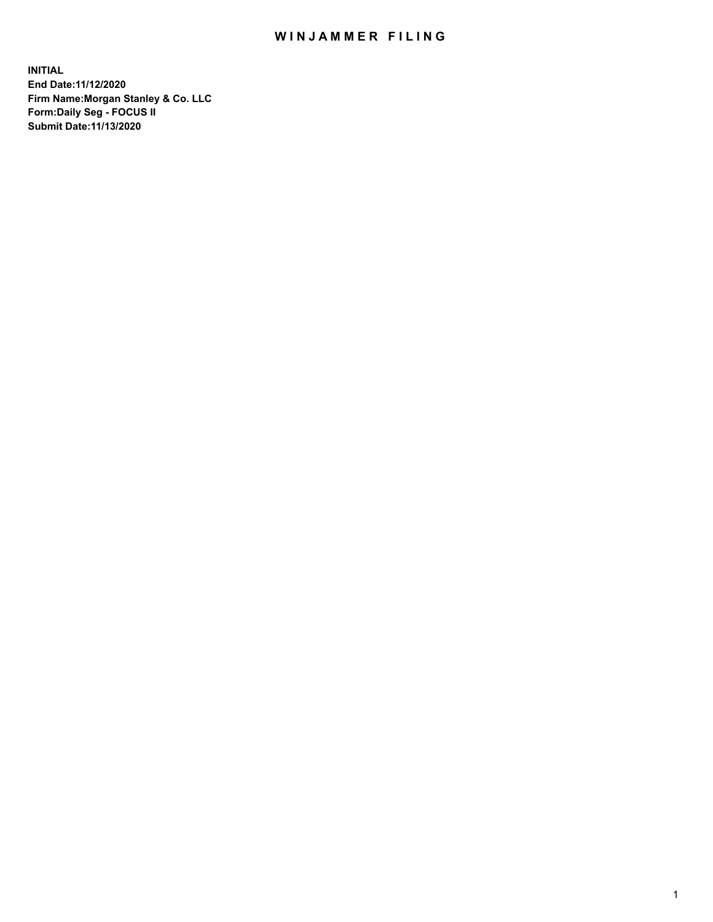# WINJAMMER FILING

**INITIAL**
**End Date:11/12/2020**
**Firm Name:Morgan Stanley & Co. LLC**
**Form:Daily Seg - FOCUS II**
**Submit Date:11/13/2020**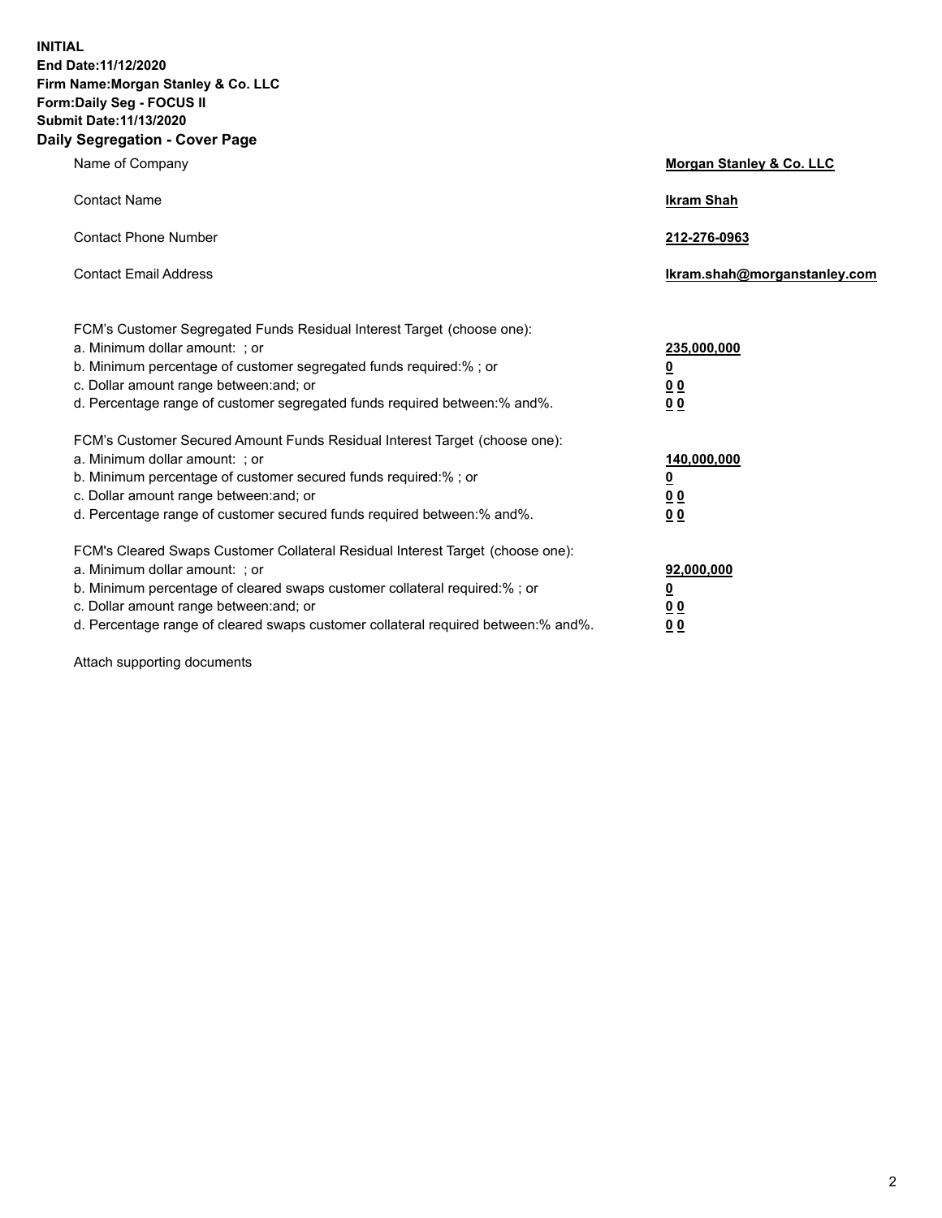**INITIAL**
**End Date:11/12/2020**
**Firm Name:Morgan Stanley & Co. LLC**
**Form:Daily Seg - FOCUS II**
**Submit Date:11/13/2020**

## Daily Segregation - Cover Page

| | |
|---|---|
| Name of Company | **Morgan Stanley & Co. LLC** |
| Contact Name | **Ikram Shah** |
| Contact Phone Number | **212-276-0963** |
| Contact Email Address | **Ikram.shah@morganstanley.com** |

FCM's Customer Segregated Funds Residual Interest Target (choose one):

| | |
|---|---|
| a. Minimum dollar amount: ; or | **235,000,000** |
| b. Minimum percentage of customer segregated funds required:% ; or | **0** |
| c. Dollar amount range between:and; or | **0 0** |
| d. Percentage range of customer segregated funds required between:% and%. | **0 0** |

FCM's Customer Secured Amount Funds Residual Interest Target (choose one):

| | |
|---|---|
| a. Minimum dollar amount: ; or | **140,000,000** |
| b. Minimum percentage of customer secured funds required:% ; or | **0** |
| c. Dollar amount range between:and; or | **0 0** |
| d. Percentage range of customer secured funds required between:% and%. | **0 0** |

FCM's Cleared Swaps Customer Collateral Residual Interest Target (choose one):

| | |
|---|---|
| a. Minimum dollar amount: ; or | **92,000,000** |
| b. Minimum percentage of cleared swaps customer collateral required:% ; or | **0** |
| c. Dollar amount range between:and; or | **0 0** |
| d. Percentage range of cleared swaps customer collateral required between:% and%. | **0 0** |

Attach supporting documents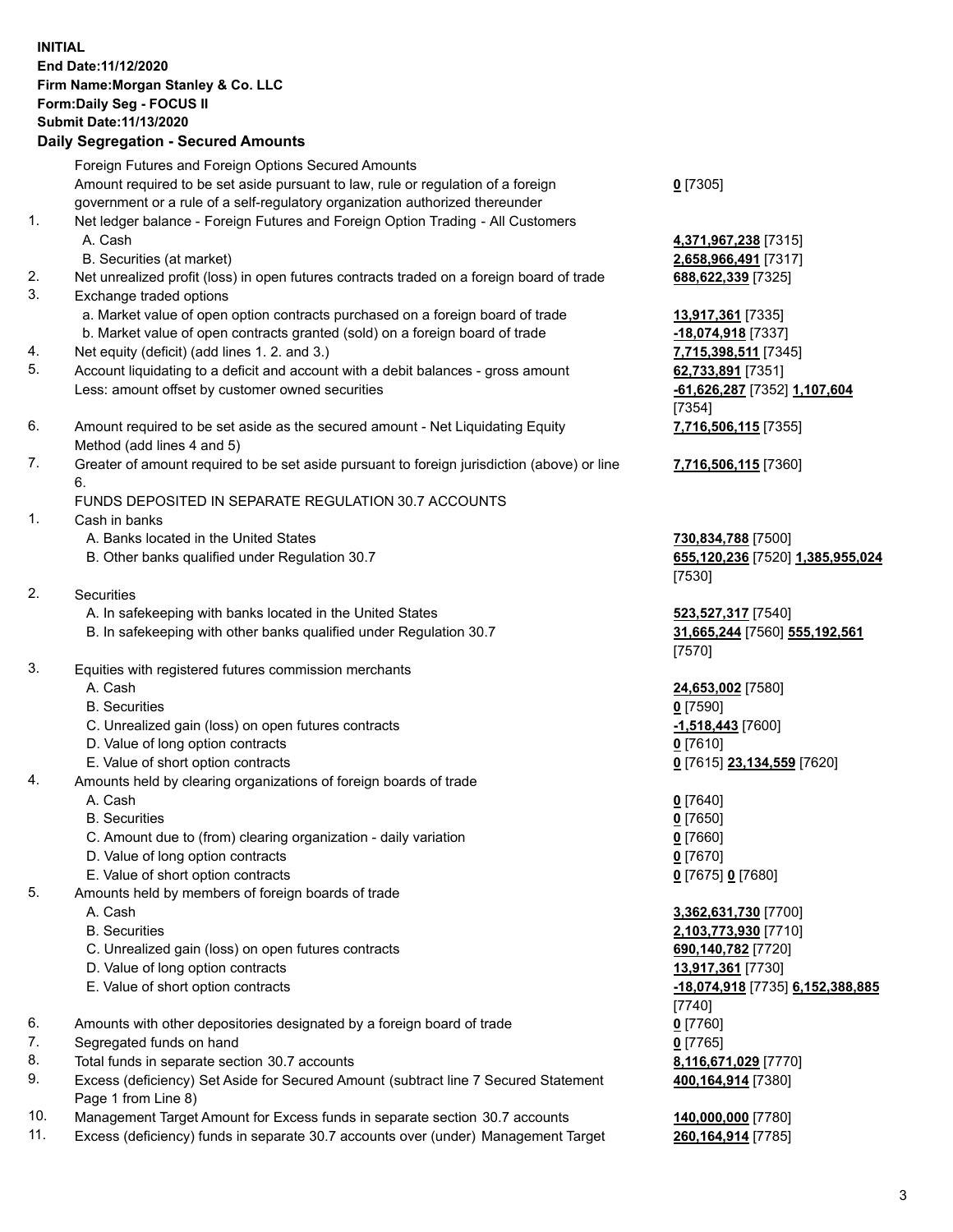**INITIAL**
**End Date:11/12/2020**
**Firm Name:Morgan Stanley & Co. LLC**
**Form:Daily Seg - FOCUS II**
**Submit Date:11/13/2020**

## Daily Segregation - Secured Amounts

| | | |
|---|---|---|
| | Foreign Futures and Foreign Options Secured Amounts | |
| | Amount required to be set aside pursuant to law, rule or regulation of a foreign government or a rule of a self-regulatory organization authorized thereunder | **0** [7305] |
| 1. | Net ledger balance - Foreign Futures and Foreign Option Trading - All Customers | |
| | A. Cash | **4,371,967,238** [7315] |
| | B. Securities (at market) | **2,658,966,491** [7317] |
| 2. | Net unrealized profit (loss) in open futures contracts traded on a foreign board of trade | **688,622,339** [7325] |
| 3. | Exchange traded options | |
| | a. Market value of open option contracts purchased on a foreign board of trade | **13,917,361** [7335] |
| | b. Market value of open contracts granted (sold) on a foreign board of trade | **-18,074,918** [7337] |
| 4. | Net equity (deficit) (add lines 1. 2. and 3.) | **7,715,398,511** [7345] |
| 5. | Account liquidating to a deficit and account with a debit balances - gross amount | **62,733,891** [7351] |
| | Less: amount offset by customer owned securities | **-61,626,287** [7352] **1,107,604** [7354] |
| 6. | Amount required to be set aside as the secured amount - Net Liquidating Equity Method (add lines 4 and 5) | **7,716,506,115** [7355] |
| 7. | Greater of amount required to be set aside pursuant to foreign jurisdiction (above) or line 6. | **7,716,506,115** [7360] |
| | FUNDS DEPOSITED IN SEPARATE REGULATION 30.7 ACCOUNTS | |
| 1. | Cash in banks | |
| | A. Banks located in the United States | **730,834,788** [7500] |
| | B. Other banks qualified under Regulation 30.7 | **655,120,236** [7520] **1,385,955,024** [7530] |
| 2. | Securities | |
| | A. In safekeeping with banks located in the United States | **523,527,317** [7540] |
| | B. In safekeeping with other banks qualified under Regulation 30.7 | **31,665,244** [7560] **555,192,561** [7570] |
| 3. | Equities with registered futures commission merchants | |
| | A. Cash | **24,653,002** [7580] |
| | B. Securities | **0** [7590] |
| | C. Unrealized gain (loss) on open futures contracts | **-1,518,443** [7600] |
| | D. Value of long option contracts | **0** [7610] |
| | E. Value of short option contracts | **0** [7615] **23,134,559** [7620] |
| 4. | Amounts held by clearing organizations of foreign boards of trade | |
| | A. Cash | **0** [7640] |
| | B. Securities | **0** [7650] |
| | C. Amount due to (from) clearing organization - daily variation | **0** [7660] |
| | D. Value of long option contracts | **0** [7670] |
| | E. Value of short option contracts | **0** [7675] **0** [7680] |
| 5. | Amounts held by members of foreign boards of trade | |
| | A. Cash | **3,362,631,730** [7700] |
| | B. Securities | **2,103,773,930** [7710] |
| | C. Unrealized gain (loss) on open futures contracts | **690,140,782** [7720] |
| | D. Value of long option contracts | **13,917,361** [7730] |
| | E. Value of short option contracts | **-18,074,918** [7735] **6,152,388,885** [7740] |
| 6. | Amounts with other depositories designated by a foreign board of trade | **0** [7760] |
| 7. | Segregated funds on hand | **0** [7765] |
| 8. | Total funds in separate section 30.7 accounts | **8,116,671,029** [7770] |
| 9. | Excess (deficiency) Set Aside for Secured Amount (subtract line 7 Secured Statement Page 1 from Line 8) | **400,164,914** [7380] |
| 10. | Management Target Amount for Excess funds in separate section 30.7 accounts | **140,000,000** [7780] |
| 11. | Excess (deficiency) funds in separate 30.7 accounts over (under) Management Target | **260,164,914** [7785] |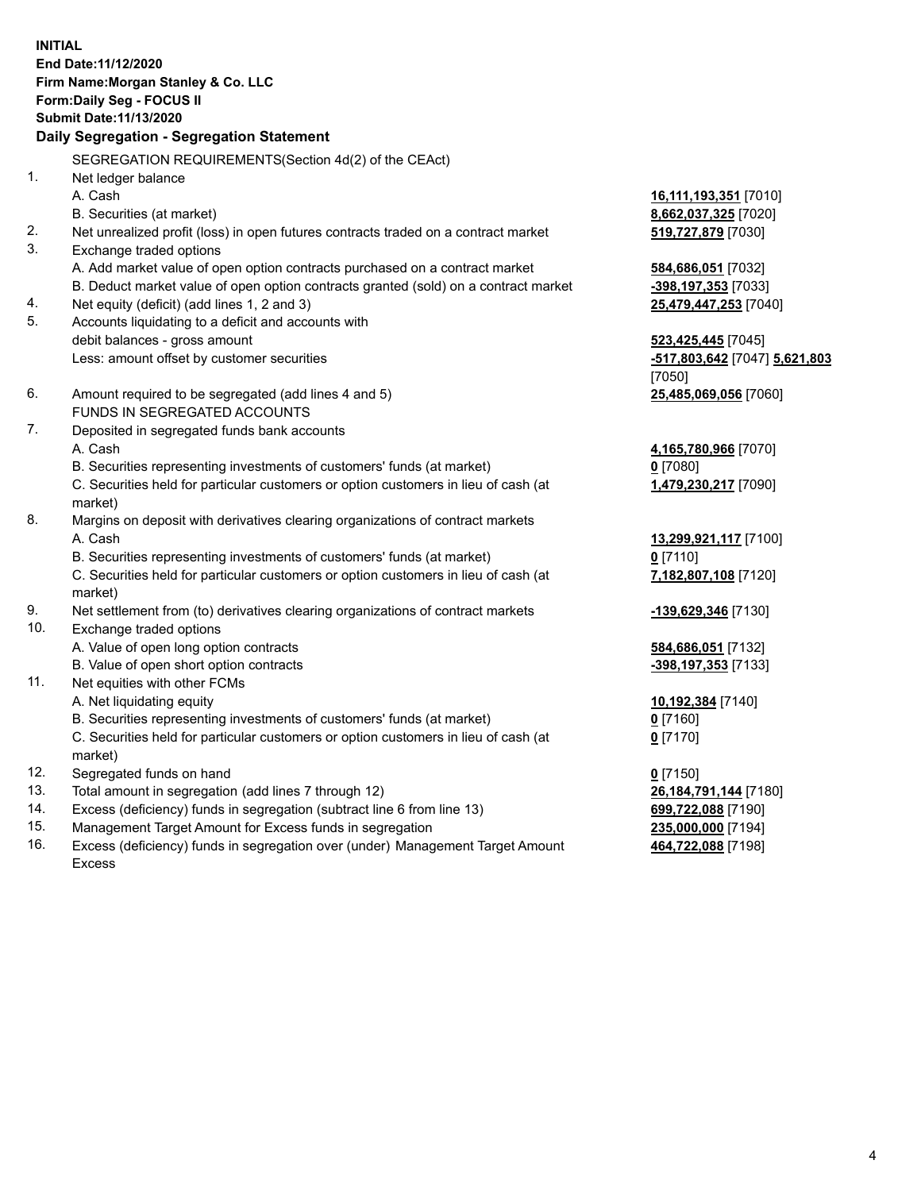**INITIAL**
**End Date:11/12/2020**
**Firm Name:Morgan Stanley & Co. LLC**
**Form:Daily Seg - FOCUS II**
**Submit Date:11/13/2020**

## Daily Segregation - Segregation Statement

SEGREGATION REQUIREMENTS(Section 4d(2) of the CEAct)

| | | |
|---|---|---|
| 1. | Net ledger balance | |
| | A. Cash | **16,111,193,351** [7010] |
| | B. Securities (at market) | **8,662,037,325** [7020] |
| 2. | Net unrealized profit (loss) in open futures contracts traded on a contract market | **519,727,879** [7030] |
| 3. | Exchange traded options | |
| | A. Add market value of open option contracts purchased on a contract market | **584,686,051** [7032] |
| | B. Deduct market value of open option contracts granted (sold) on a contract market | **-398,197,353** [7033] |
| 4. | Net equity (deficit) (add lines 1, 2 and 3) | **25,479,447,253** [7040] |
| 5. | Accounts liquidating to a deficit and accounts with debit balances - gross amount | **523,425,445** [7045] |
| | Less: amount offset by customer securities | **-517,803,642** [7047] **5,621,803** [7050] |
| 6. | Amount required to be segregated (add lines 4 and 5) | **25,485,069,056** [7060] |
| | FUNDS IN SEGREGATED ACCOUNTS | |
| 7. | Deposited in segregated funds bank accounts | |
| | A. Cash | **4,165,780,966** [7070] |
| | B. Securities representing investments of customers' funds (at market) | **0** [7080] |
| | C. Securities held for particular customers or option customers in lieu of cash (at market) | **1,479,230,217** [7090] |
| 8. | Margins on deposit with derivatives clearing organizations of contract markets | |
| | A. Cash | **13,299,921,117** [7100] |
| | B. Securities representing investments of customers' funds (at market) | **0** [7110] |
| | C. Securities held for particular customers or option customers in lieu of cash (at market) | **7,182,807,108** [7120] |
| 9. | Net settlement from (to) derivatives clearing organizations of contract markets | **-139,629,346** [7130] |
| 10. | Exchange traded options | |
| | A. Value of open long option contracts | **584,686,051** [7132] |
| | B. Value of open short option contracts | **-398,197,353** [7133] |
| 11. | Net equities with other FCMs | |
| | A. Net liquidating equity | **10,192,384** [7140] |
| | B. Securities representing investments of customers' funds (at market) | **0** [7160] |
| | C. Securities held for particular customers or option customers in lieu of cash (at market) | **0** [7170] |
| 12. | Segregated funds on hand | **0** [7150] |
| 13. | Total amount in segregation (add lines 7 through 12) | **26,184,791,144** [7180] |
| 14. | Excess (deficiency) funds in segregation (subtract line 6 from line 13) | **699,722,088** [7190] |
| 15. | Management Target Amount for Excess funds in segregation | **235,000,000** [7194] |
| 16. | Excess (deficiency) funds in segregation over (under) Management Target Amount Excess | **464,722,088** [7198] |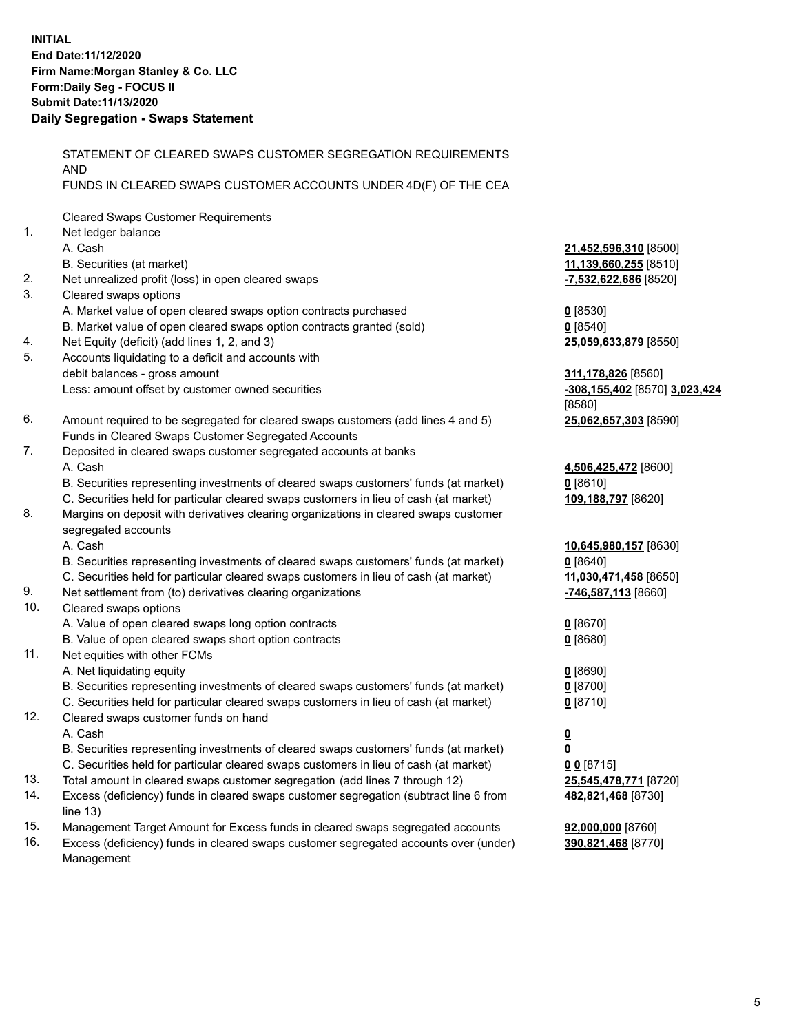**INITIAL**
**End Date:11/12/2020**
**Firm Name:Morgan Stanley & Co. LLC**
**Form:Daily Seg - FOCUS II**
**Submit Date:11/13/2020**
**Daily Segregation - Swaps Statement**

STATEMENT OF CLEARED SWAPS CUSTOMER SEGREGATION REQUIREMENTS AND
FUNDS IN CLEARED SWAPS CUSTOMER ACCOUNTS UNDER 4D(F) OF THE CEA

| | | |
|---|---|---|
| | Cleared Swaps Customer Requirements | |
| 1. | Net ledger balance | |
| | A. Cash | **21,452,596,310** [8500] |
| | B. Securities (at market) | **11,139,660,255** [8510] |
| 2. | Net unrealized profit (loss) in open cleared swaps | **-7,532,622,686** [8520] |
| 3. | Cleared swaps options | |
| | A. Market value of open cleared swaps option contracts purchased | **0** [8530] |
| | B. Market value of open cleared swaps option contracts granted (sold) | **0** [8540] |
| 4. | Net Equity (deficit) (add lines 1, 2, and 3) | **25,059,633,879** [8550] |
| 5. | Accounts liquidating to a deficit and accounts with | |
| | debit balances - gross amount | **311,178,826** [8560] |
| | Less: amount offset by customer owned securities | **-308,155,402** [8570] **3,023,424** [8580] |
| 6. | Amount required to be segregated for cleared swaps customers (add lines 4 and 5) | **25,062,657,303** [8590] |
| | Funds in Cleared Swaps Customer Segregated Accounts | |
| 7. | Deposited in cleared swaps customer segregated accounts at banks | |
| | A. Cash | **4,506,425,472** [8600] |
| | B. Securities representing investments of cleared swaps customers' funds (at market) | **0** [8610] |
| | C. Securities held for particular cleared swaps customers in lieu of cash (at market) | **109,188,797** [8620] |
| 8. | Margins on deposit with derivatives clearing organizations in cleared swaps customer segregated accounts | |
| | A. Cash | **10,645,980,157** [8630] |
| | B. Securities representing investments of cleared swaps customers' funds (at market) | **0** [8640] |
| | C. Securities held for particular cleared swaps customers in lieu of cash (at market) | **11,030,471,458** [8650] |
| 9. | Net settlement from (to) derivatives clearing organizations | **-746,587,113** [8660] |
| 10. | Cleared swaps options | |
| | A. Value of open cleared swaps long option contracts | **0** [8670] |
| | B. Value of open cleared swaps short option contracts | **0** [8680] |
| 11. | Net equities with other FCMs | |
| | A. Net liquidating equity | **0** [8690] |
| | B. Securities representing investments of cleared swaps customers' funds (at market) | **0** [8700] |
| | C. Securities held for particular cleared swaps customers in lieu of cash (at market) | **0** [8710] |
| 12. | Cleared swaps customer funds on hand | |
| | A. Cash | **0** |
| | B. Securities representing investments of cleared swaps customers' funds (at market) | **0** |
| | C. Securities held for particular cleared swaps customers in lieu of cash (at market) | **0** **0** [8715] |
| 13. | Total amount in cleared swaps customer segregation (add lines 7 through 12) | **25,545,478,771** [8720] |
| 14. | Excess (deficiency) funds in cleared swaps customer segregation (subtract line 6 from line 13) | **482,821,468** [8730] |
| 15. | Management Target Amount for Excess funds in cleared swaps segregated accounts | **92,000,000** [8760] |
| 16. | Excess (deficiency) funds in cleared swaps customer segregated accounts over (under) Management | **390,821,468** [8770] |